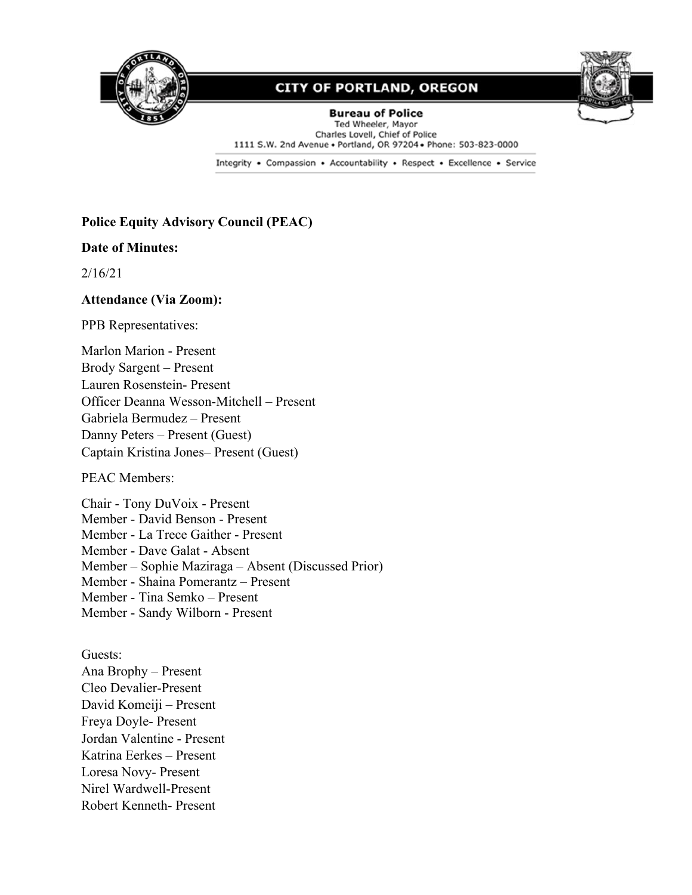**CITY OF PORTLAND, OREGON**

**Bureau of Police**
Ted Wheeler, Mayor
Charles Lovell, Chief of Police
1111 S.W. 2nd Avenue • Portland, OR 97204 • Phone: 503-823-0000

Integrity • Compassion • Accountability • Respect • Excellence • Service

**Police Equity Advisory Council (PEAC)**

**Date of Minutes:**

2/16/21

**Attendance (Via Zoom):**

PPB Representatives:

Marlon Marion - Present
Brody Sargent – Present
Lauren Rosenstein- Present
Officer Deanna Wesson-Mitchell – Present
Gabriela Bermudez – Present
Danny Peters – Present (Guest)
Captain Kristina Jones– Present (Guest)

PEAC Members:

Chair - Tony DuVoix - Present
Member - David Benson - Present
Member - La Trece Gaither - Present
Member - Dave Galat - Absent
Member – Sophie Maziraga – Absent (Discussed Prior)
Member - Shaina Pomerantz – Present
Member - Tina Semko – Present
Member - Sandy Wilborn - Present

Guests:
Ana Brophy – Present
Cleo Devalier-Present
David Komeiji – Present
Freya Doyle- Present
Jordan Valentine - Present
Katrina Eerkes – Present
Loresa Novy- Present
Nirel Wardwell-Present
Robert Kenneth- Present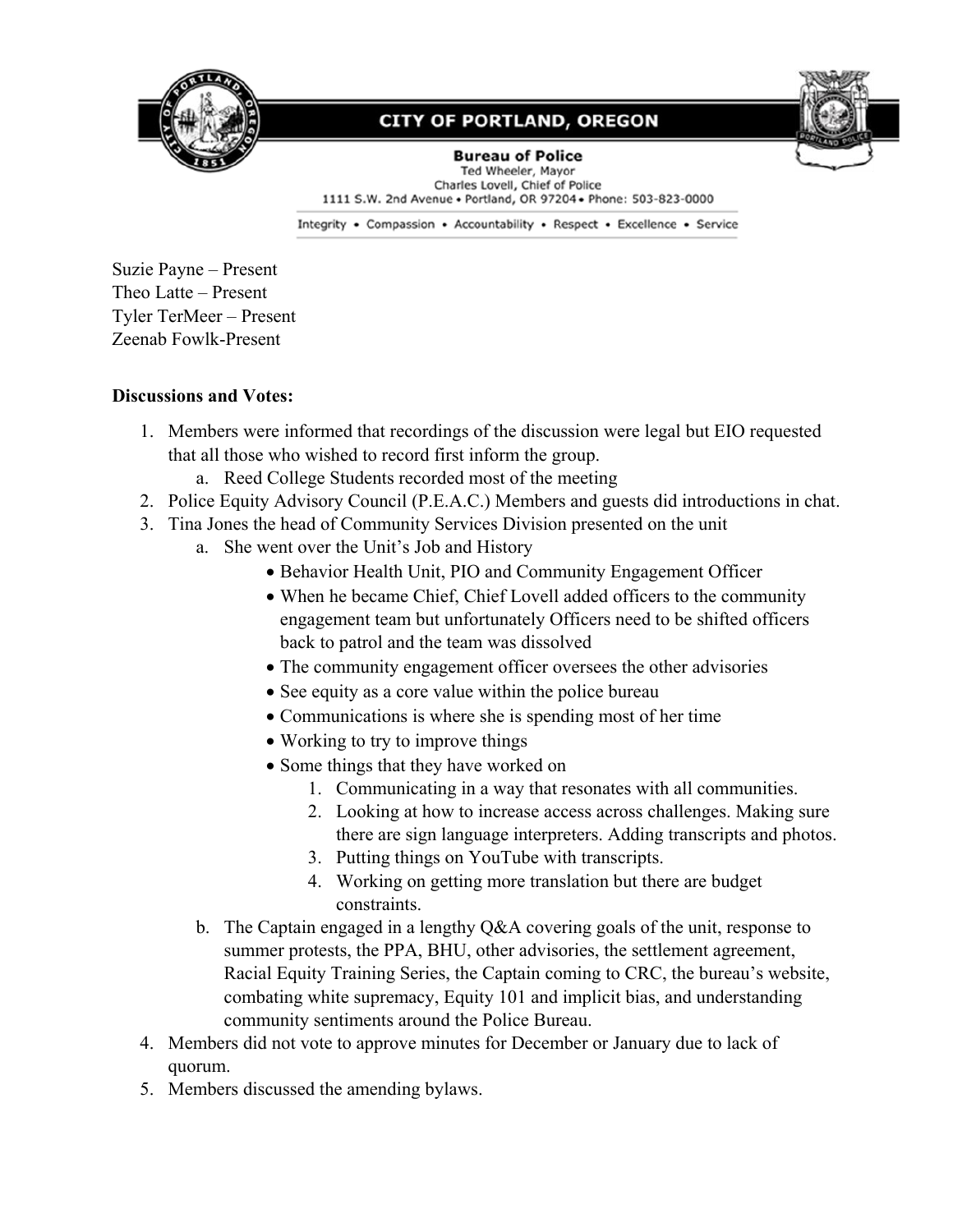**CITY OF PORTLAND, OREGON**

**Bureau of Police**
Ted Wheeler, Mayor
Charles Lovell, Chief of Police
1111 S.W. 2nd Avenue • Portland, OR 97204 • Phone: 503-823-0000

Integrity • Compassion • Accountability • Respect • Excellence • Service

Suzie Payne – Present
Theo Latte – Present
Tyler TerMeer – Present
Zeenab Fowlk-Present

**Discussions and Votes:**

1. Members were informed that recordings of the discussion were legal but EIO requested that all those who wished to record first inform the group.
    a. Reed College Students recorded most of the meeting
2. Police Equity Advisory Council (P.E.A.C.) Members and guests did introductions in chat.
3. Tina Jones the head of Community Services Division presented on the unit
    a. She went over the Unit's Job and History
        - Behavior Health Unit, PIO and Community Engagement Officer
        - When he became Chief, Chief Lovell added officers to the community engagement team but unfortunately Officers need to be shifted officers back to patrol and the team was dissolved
        - The community engagement officer oversees the other advisories
        - See equity as a core value within the police bureau
        - Communications is where she is spending most of her time
        - Working to try to improve things
        - Some things that they have worked on
            1. Communicating in a way that resonates with all communities.
            2. Looking at how to increase access across challenges. Making sure there are sign language interpreters. Adding transcripts and photos.
            3. Putting things on YouTube with transcripts.
            4. Working on getting more translation but there are budget constraints.
    b. The Captain engaged in a lengthy Q&A covering goals of the unit, response to summer protests, the PPA, BHU, other advisories, the settlement agreement, Racial Equity Training Series, the Captain coming to CRC, the bureau's website, combating white supremacy, Equity 101 and implicit bias, and understanding community sentiments around the Police Bureau.
4. Members did not vote to approve minutes for December or January due to lack of quorum.
5. Members discussed the amending bylaws.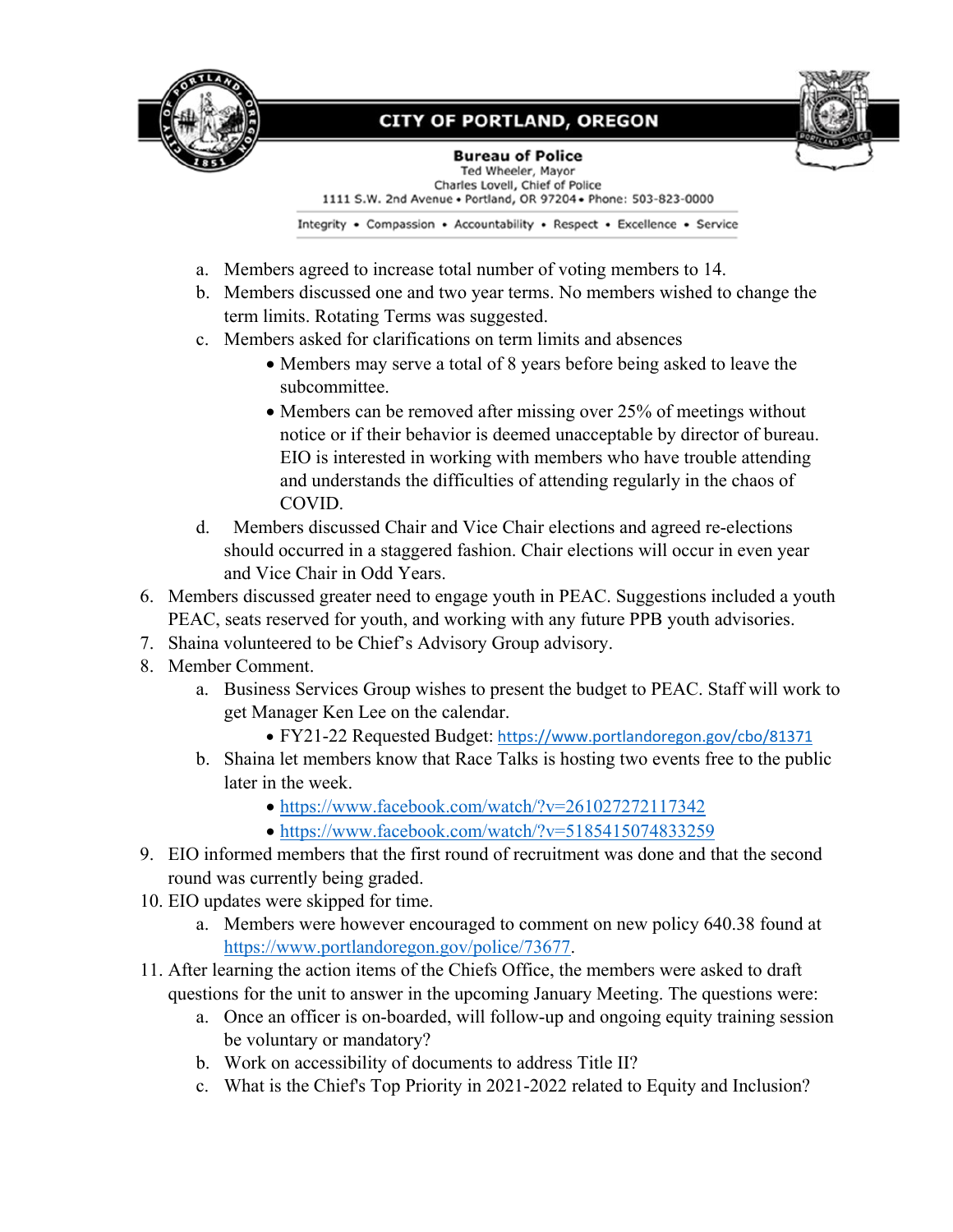a. Members agreed to increase total number of voting members to 14.
b. Members discussed one and two year terms. No members wished to change the term limits. Rotating Terms was suggested.
c. Members asked for clarifications on term limits and absences
    - Members may serve a total of 8 years before being asked to leave the subcommittee.
    - Members can be removed after missing over 25% of meetings without notice or if their behavior is deemed unacceptable by director of bureau. EIO is interested in working with members who have trouble attending and understands the difficulties of attending regularly in the chaos of COVID.
d. Members discussed Chair and Vice Chair elections and agreed re-elections should occurred in a staggered fashion. Chair elections will occur in even year and Vice Chair in Odd Years.

6. Members discussed greater need to engage youth in PEAC. Suggestions included a youth PEAC, seats reserved for youth, and working with any future PPB youth advisories.
7. Shaina volunteered to be Chief's Advisory Group advisory.
8. Member Comment.
    a. Business Services Group wishes to present the budget to PEAC. Staff will work to get Manager Ken Lee on the calendar.
        - FY21-22 Requested Budget: https://www.portlandoregon.gov/cbo/81371
    b. Shaina let members know that Race Talks is hosting two events free to the public later in the week.
        - https://www.facebook.com/watch/?v=261027272117342
        - https://www.facebook.com/watch/?v=5185415074833259
9. EIO informed members that the first round of recruitment was done and that the second round was currently being graded.
10. EIO updates were skipped for time.
    a. Members were however encouraged to comment on new policy 640.38 found at https://www.portlandoregon.gov/police/73677.
11. After learning the action items of the Chiefs Office, the members were asked to draft questions for the unit to answer in the upcoming January Meeting. The questions were:
    a. Once an officer is on-boarded, will follow-up and ongoing equity training session be voluntary or mandatory?
    b. Work on accessibility of documents to address Title II?
    c. What is the Chief's Top Priority in 2021-2022 related to Equity and Inclusion?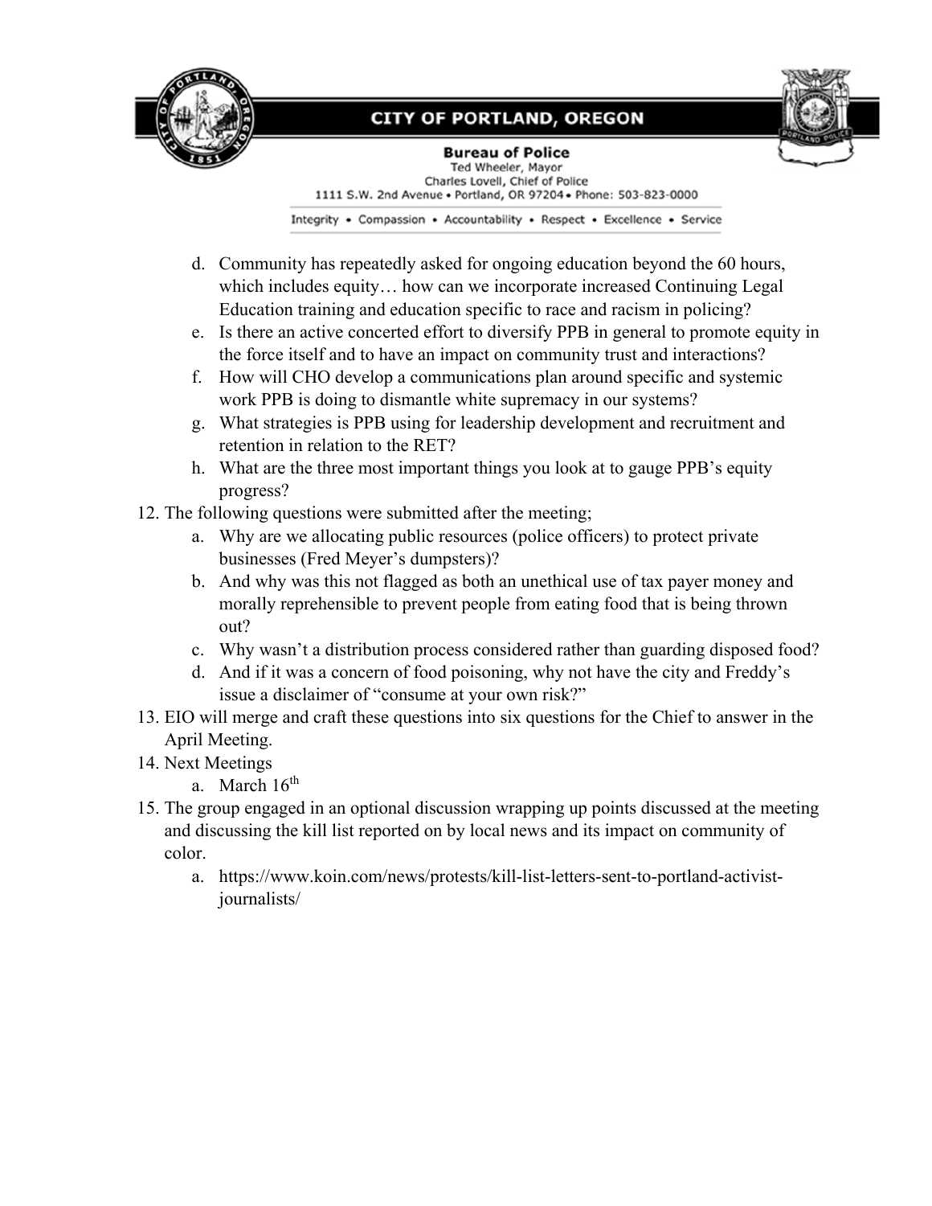d. Community has repeatedly asked for ongoing education beyond the 60 hours, which includes equity… how can we incorporate increased Continuing Legal Education training and education specific to race and racism in policing?

   e. Is there an active concerted effort to diversify PPB in general to promote equity in the force itself and to have an impact on community trust and interactions?

   f. How will CHO develop a communications plan around specific and systemic work PPB is doing to dismantle white supremacy in our systems?

   g. What strategies is PPB using for leadership development and recruitment and retention in relation to the RET?

   h. What are the three most important things you look at to gauge PPB's equity progress?

12. The following questions were submitted after the meeting;

    a. Why are we allocating public resources (police officers) to protect private businesses (Fred Meyer's dumpsters)?

    b. And why was this not flagged as both an unethical use of tax payer money and morally reprehensible to prevent people from eating food that is being thrown out?

    c. Why wasn't a distribution process considered rather than guarding disposed food?

    d. And if it was a concern of food poisoning, why not have the city and Freddy's issue a disclaimer of "consume at your own risk?"

13. EIO will merge and craft these questions into six questions for the Chief to answer in the April Meeting.

14. Next Meetings

    a. March 16th

15. The group engaged in an optional discussion wrapping up points discussed at the meeting and discussing the kill list reported on by local news and its impact on community of color.

    a. https://www.koin.com/news/protests/kill-list-letters-sent-to-portland-activist-journalists/